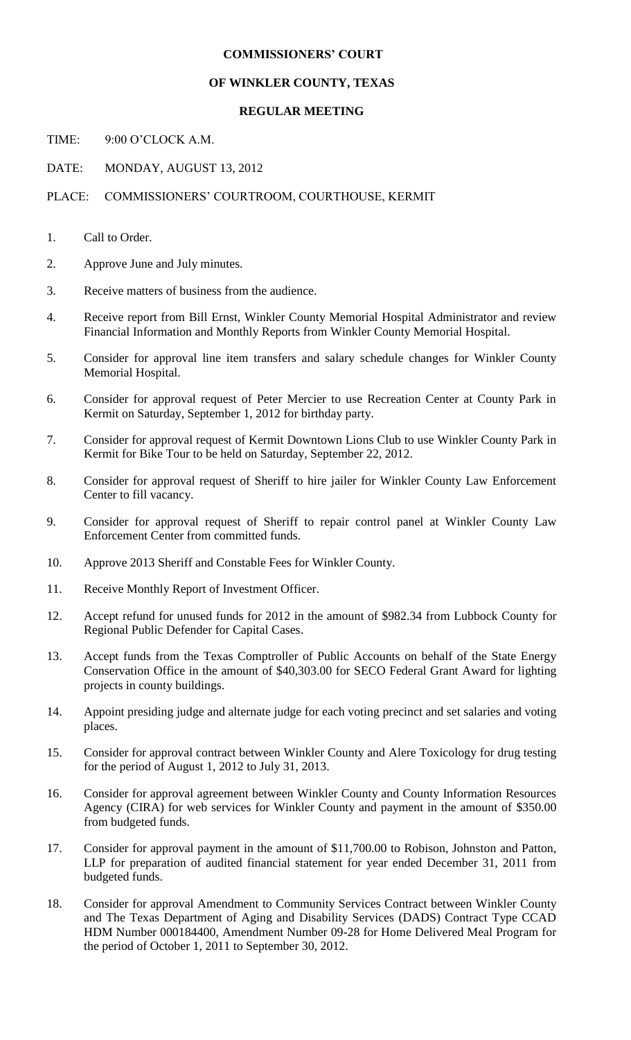**COMMISSIONERS' COURT**

**OF WINKLER COUNTY, TEXAS**

**REGULAR MEETING**

TIME: 9:00 O'CLOCK A.M.

DATE: MONDAY, AUGUST 13, 2012

PLACE: COMMISSIONERS' COURTROOM, COURTHOUSE, KERMIT

1. Call to Order.
2. Approve June and July minutes.
3. Receive matters of business from the audience.
4. Receive report from Bill Ernst, Winkler County Memorial Hospital Administrator and review Financial Information and Monthly Reports from Winkler County Memorial Hospital.
5. Consider for approval line item transfers and salary schedule changes for Winkler County Memorial Hospital.
6. Consider for approval request of Peter Mercier to use Recreation Center at County Park in Kermit on Saturday, September 1, 2012 for birthday party.
7. Consider for approval request of Kermit Downtown Lions Club to use Winkler County Park in Kermit for Bike Tour to be held on Saturday, September 22, 2012.
8. Consider for approval request of Sheriff to hire jailer for Winkler County Law Enforcement Center to fill vacancy.
9. Consider for approval request of Sheriff to repair control panel at Winkler County Law Enforcement Center from committed funds.
10. Approve 2013 Sheriff and Constable Fees for Winkler County.
11. Receive Monthly Report of Investment Officer.
12. Accept refund for unused funds for 2012 in the amount of $982.34 from Lubbock County for Regional Public Defender for Capital Cases.
13. Accept funds from the Texas Comptroller of Public Accounts on behalf of the State Energy Conservation Office in the amount of $40,303.00 for SECO Federal Grant Award for lighting projects in county buildings.
14. Appoint presiding judge and alternate judge for each voting precinct and set salaries and voting places.
15. Consider for approval contract between Winkler County and Alere Toxicology for drug testing for the period of August 1, 2012 to July 31, 2013.
16. Consider for approval agreement between Winkler County and County Information Resources Agency (CIRA) for web services for Winkler County and payment in the amount of $350.00 from budgeted funds.
17. Consider for approval payment in the amount of $11,700.00 to Robison, Johnston and Patton, LLP for preparation of audited financial statement for year ended December 31, 2011 from budgeted funds.
18. Consider for approval Amendment to Community Services Contract between Winkler County and The Texas Department of Aging and Disability Services (DADS) Contract Type CCAD HDM Number 000184400, Amendment Number 09-28 for Home Delivered Meal Program for the period of October 1, 2011 to September 30, 2012.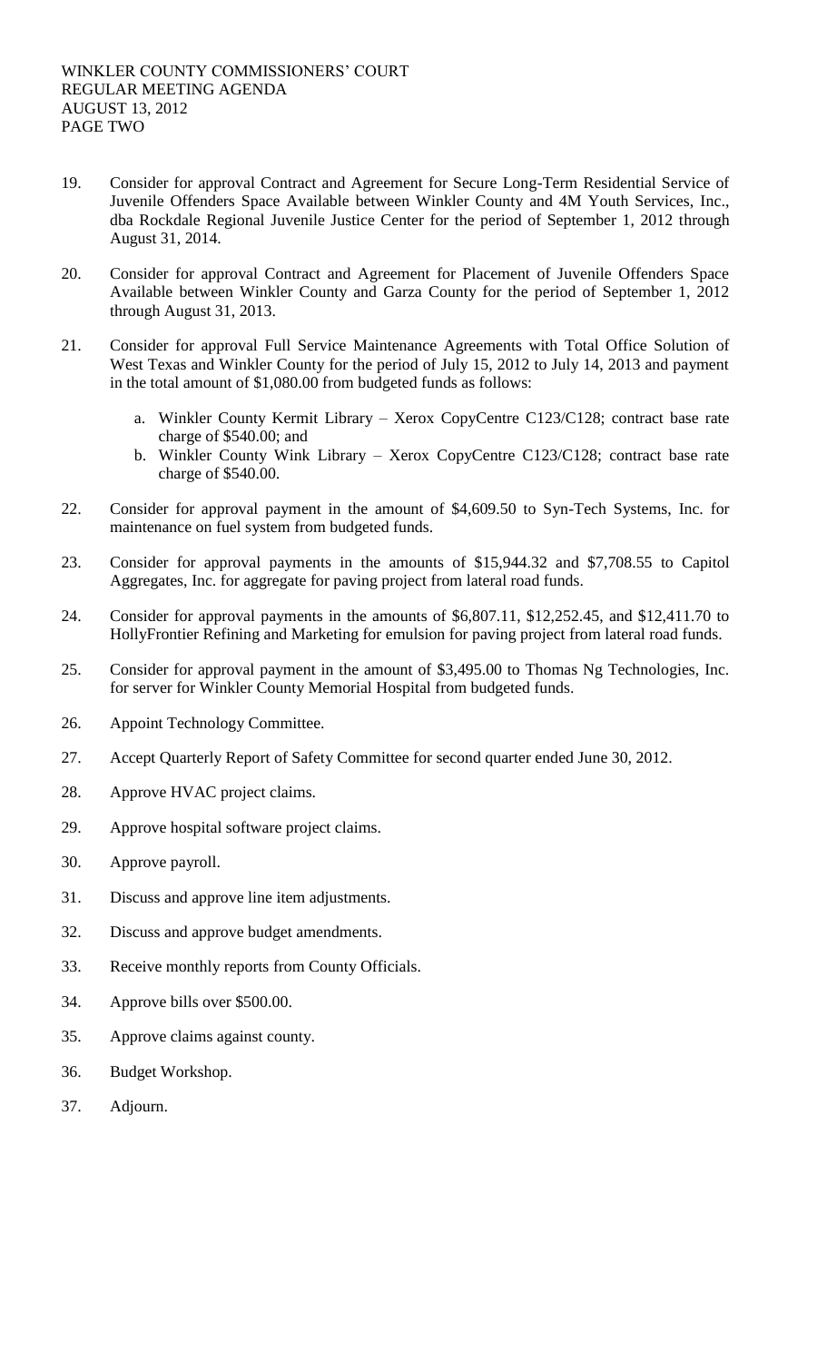WINKLER COUNTY COMMISSIONERS' COURT
REGULAR MEETING AGENDA
AUGUST 13, 2012
PAGE TWO

19. Consider for approval Contract and Agreement for Secure Long-Term Residential Service of Juvenile Offenders Space Available between Winkler County and 4M Youth Services, Inc., dba Rockdale Regional Juvenile Justice Center for the period of September 1, 2012 through August 31, 2014.

20. Consider for approval Contract and Agreement for Placement of Juvenile Offenders Space Available between Winkler County and Garza County for the period of September 1, 2012 through August 31, 2013.

21. Consider for approval Full Service Maintenance Agreements with Total Office Solution of West Texas and Winkler County for the period of July 15, 2012 to July 14, 2013 and payment in the total amount of $1,080.00 from budgeted funds as follows:

    a. Winkler County Kermit Library – Xerox CopyCentre C123/C128; contract base rate charge of $540.00; and
    b. Winkler County Wink Library – Xerox CopyCentre C123/C128; contract base rate charge of $540.00.

22. Consider for approval payment in the amount of $4,609.50 to Syn-Tech Systems, Inc. for maintenance on fuel system from budgeted funds.

23. Consider for approval payments in the amounts of $15,944.32 and $7,708.55 to Capitol Aggregates, Inc. for aggregate for paving project from lateral road funds.

24. Consider for approval payments in the amounts of $6,807.11, $12,252.45, and $12,411.70 to HollyFrontier Refining and Marketing for emulsion for paving project from lateral road funds.

25. Consider for approval payment in the amount of $3,495.00 to Thomas Ng Technologies, Inc. for server for Winkler County Memorial Hospital from budgeted funds.

26. Appoint Technology Committee.

27. Accept Quarterly Report of Safety Committee for second quarter ended June 30, 2012.

28. Approve HVAC project claims.

29. Approve hospital software project claims.

30. Approve payroll.

31. Discuss and approve line item adjustments.

32. Discuss and approve budget amendments.

33. Receive monthly reports from County Officials.

34. Approve bills over $500.00.

35. Approve claims against county.

36. Budget Workshop.

37. Adjourn.